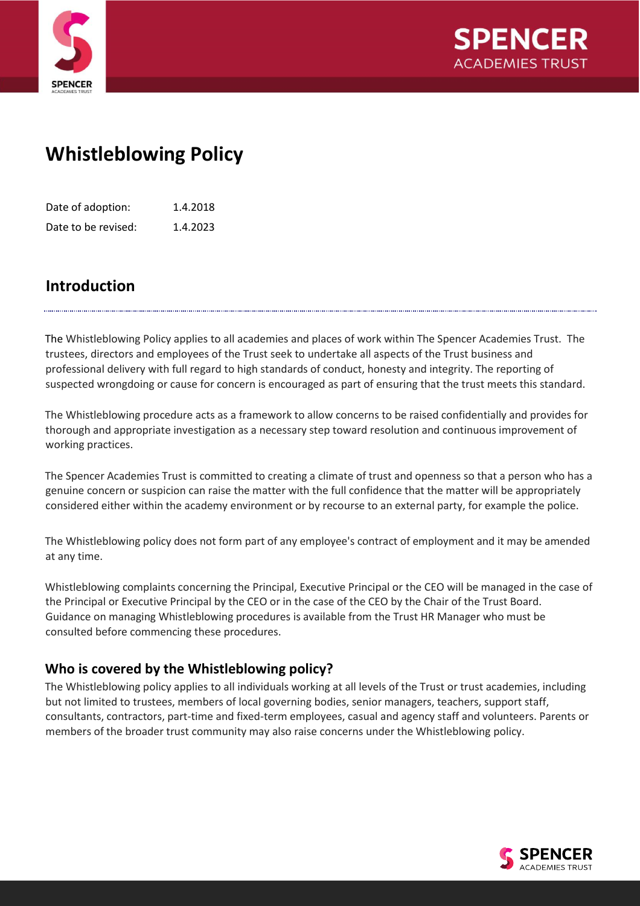# Whistleblowing Policy

| Date of adoption: | 1.4.2018 |
|---|---|
| Date to be revised: | 1.4.2023 |

## Introduction

The Whistleblowing Policy applies to all academies and places of work within The Spencer Academies Trust. The trustees, directors and employees of the Trust seek to undertake all aspects of the Trust business and professional delivery with full regard to high standards of conduct, honesty and integrity. The reporting of suspected wrongdoing or cause for concern is encouraged as part of ensuring that the trust meets this standard.

The Whistleblowing procedure acts as a framework to allow concerns to be raised confidentially and provides for thorough and appropriate investigation as a necessary step toward resolution and continuous improvement of working practices.

The Spencer Academies Trust is committed to creating a climate of trust and openness so that a person who has a genuine concern or suspicion can raise the matter with the full confidence that the matter will be appropriately considered either within the academy environment or by recourse to an external party, for example the police.

The Whistleblowing policy does not form part of any employee's contract of employment and it may be amended at any time.

Whistleblowing complaints concerning the Principal, Executive Principal or the CEO will be managed in the case of the Principal or Executive Principal by the CEO or in the case of the CEO by the Chair of the Trust Board. Guidance on managing Whistleblowing procedures is available from the Trust HR Manager who must be consulted before commencing these procedures.

### Who is covered by the Whistleblowing policy?

The Whistleblowing policy applies to all individuals working at all levels of the Trust or trust academies, including but not limited to trustees, members of local governing bodies, senior managers, teachers, support staff, consultants, contractors, part-time and fixed-term employees, casual and agency staff and volunteers. Parents or members of the broader trust community may also raise concerns under the Whistleblowing policy.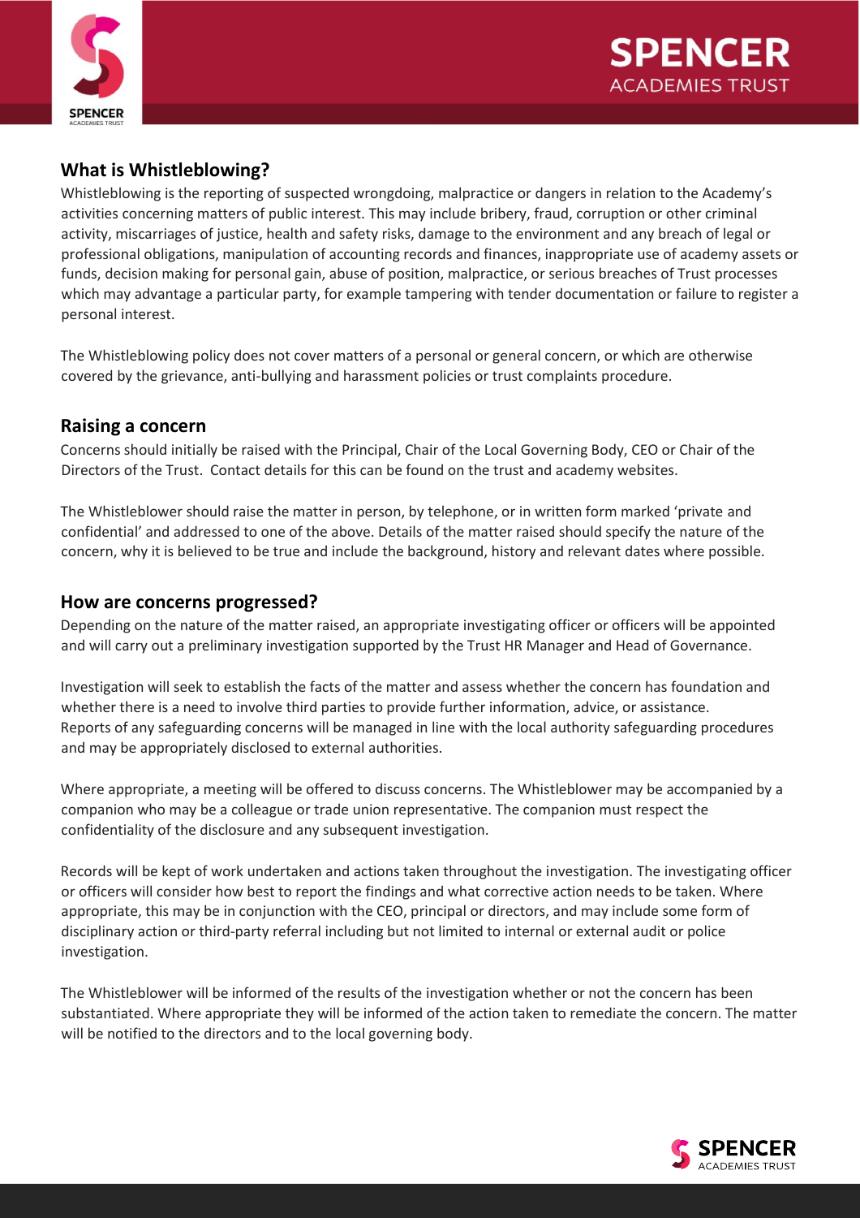## What is Whistleblowing?

Whistleblowing is the reporting of suspected wrongdoing, malpractice or dangers in relation to the Academy's activities concerning matters of public interest. This may include bribery, fraud, corruption or other criminal activity, miscarriages of justice, health and safety risks, damage to the environment and any breach of legal or professional obligations, manipulation of accounting records and finances, inappropriate use of academy assets or funds, decision making for personal gain, abuse of position, malpractice, or serious breaches of Trust processes which may advantage a particular party, for example tampering with tender documentation or failure to register a personal interest.

The Whistleblowing policy does not cover matters of a personal or general concern, or which are otherwise covered by the grievance, anti-bullying and harassment policies or trust complaints procedure.

## Raising a concern

Concerns should initially be raised with the Principal, Chair of the Local Governing Body, CEO or Chair of the Directors of the Trust. Contact details for this can be found on the trust and academy websites.

The Whistleblower should raise the matter in person, by telephone, or in written form marked 'private and confidential' and addressed to one of the above. Details of the matter raised should specify the nature of the concern, why it is believed to be true and include the background, history and relevant dates where possible.

## How are concerns progressed?

Depending on the nature of the matter raised, an appropriate investigating officer or officers will be appointed and will carry out a preliminary investigation supported by the Trust HR Manager and Head of Governance.

Investigation will seek to establish the facts of the matter and assess whether the concern has foundation and whether there is a need to involve third parties to provide further information, advice, or assistance. Reports of any safeguarding concerns will be managed in line with the local authority safeguarding procedures and may be appropriately disclosed to external authorities.

Where appropriate, a meeting will be offered to discuss concerns. The Whistleblower may be accompanied by a companion who may be a colleague or trade union representative. The companion must respect the confidentiality of the disclosure and any subsequent investigation.

Records will be kept of work undertaken and actions taken throughout the investigation. The investigating officer or officers will consider how best to report the findings and what corrective action needs to be taken. Where appropriate, this may be in conjunction with the CEO, principal or directors, and may include some form of disciplinary action or third-party referral including but not limited to internal or external audit or police investigation.

The Whistleblower will be informed of the results of the investigation whether or not the concern has been substantiated. Where appropriate they will be informed of the action taken to remediate the concern. The matter will be notified to the directors and to the local governing body.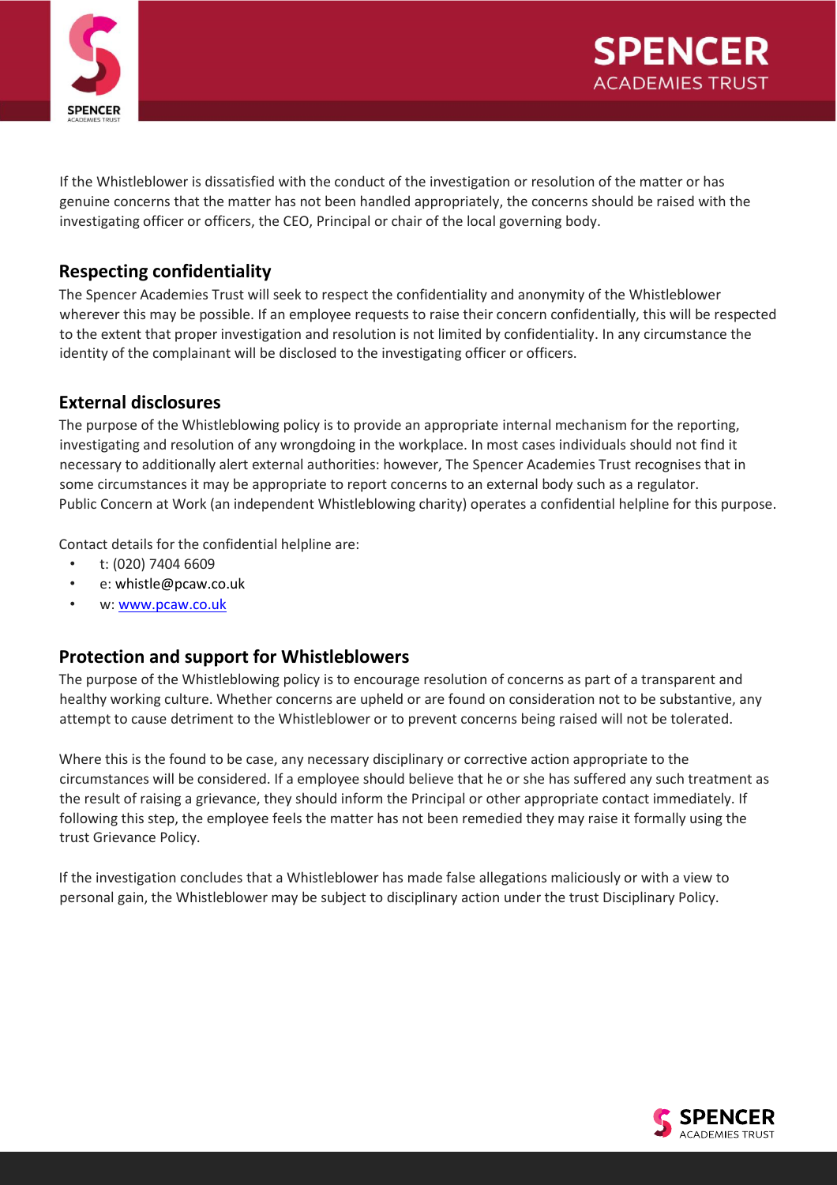If the Whistleblower is dissatisfied with the conduct of the investigation or resolution of the matter or has genuine concerns that the matter has not been handled appropriately, the concerns should be raised with the investigating officer or officers, the CEO, Principal or chair of the local governing body.

## Respecting confidentiality

The Spencer Academies Trust will seek to respect the confidentiality and anonymity of the Whistleblower wherever this may be possible. If an employee requests to raise their concern confidentially, this will be respected to the extent that proper investigation and resolution is not limited by confidentiality. In any circumstance the identity of the complainant will be disclosed to the investigating officer or officers.

## External disclosures

The purpose of the Whistleblowing policy is to provide an appropriate internal mechanism for the reporting, investigating and resolution of any wrongdoing in the workplace. In most cases individuals should not find it necessary to additionally alert external authorities: however, The Spencer Academies Trust recognises that in some circumstances it may be appropriate to report concerns to an external body such as a regulator. Public Concern at Work (an independent Whistleblowing charity) operates a confidential helpline for this purpose.

Contact details for the confidential helpline are:

- t: (020) 7404 6609
- e: whistle@pcaw.co.uk
- w: www.pcaw.co.uk

## Protection and support for Whistleblowers

The purpose of the Whistleblowing policy is to encourage resolution of concerns as part of a transparent and healthy working culture. Whether concerns are upheld or are found on consideration not to be substantive, any attempt to cause detriment to the Whistleblower or to prevent concerns being raised will not be tolerated.

Where this is the found to be case, any necessary disciplinary or corrective action appropriate to the circumstances will be considered. If a employee should believe that he or she has suffered any such treatment as the result of raising a grievance, they should inform the Principal or other appropriate contact immediately. If following this step, the employee feels the matter has not been remedied they may raise it formally using the trust Grievance Policy.

If the investigation concludes that a Whistleblower has made false allegations maliciously or with a view to personal gain, the Whistleblower may be subject to disciplinary action under the trust Disciplinary Policy.